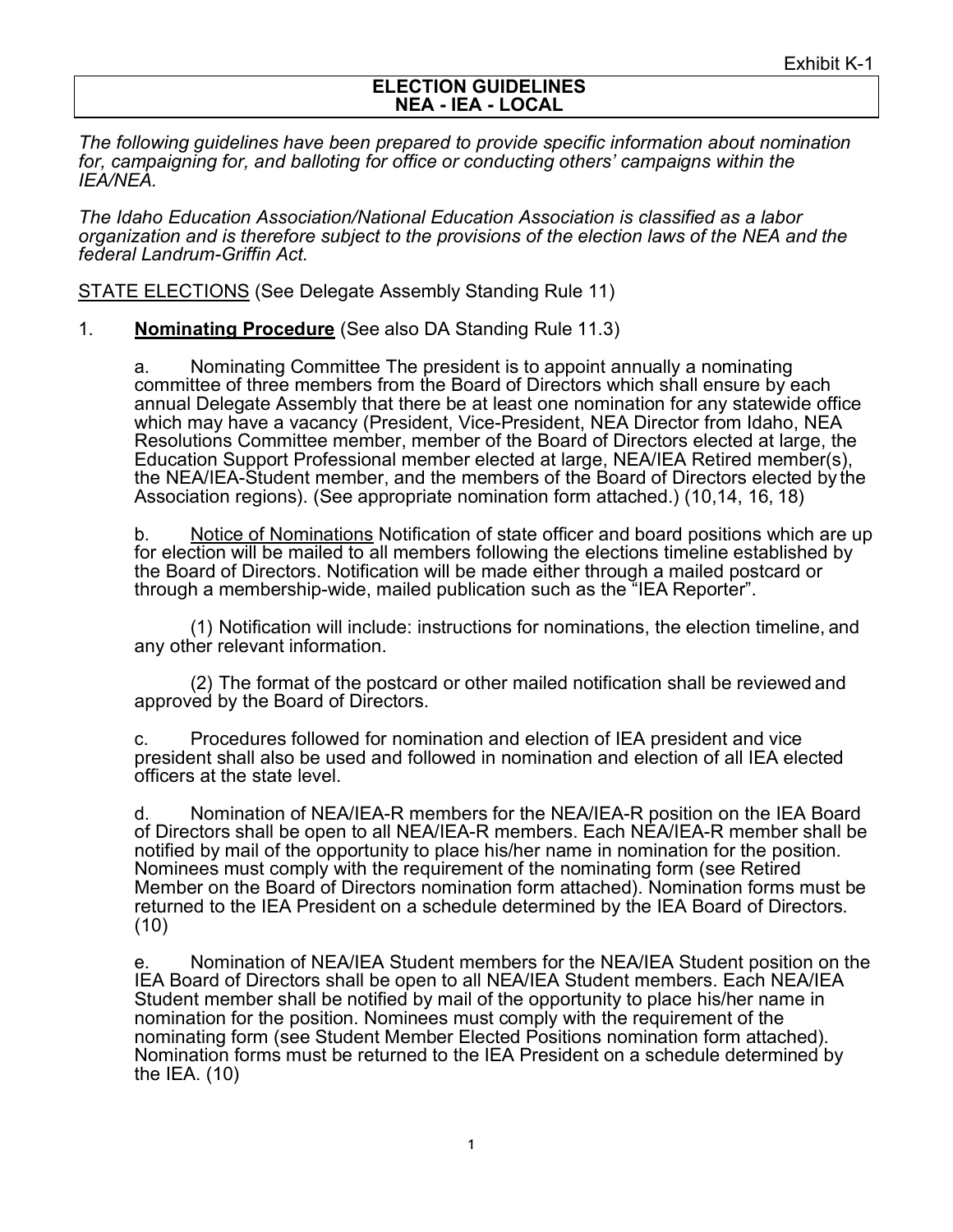Exhibit K-1

# ELECTION GUIDELINES
# NEA - IEA - LOCAL

*The following guidelines have been prepared to provide specific information about nomination for, campaigning for, and balloting for office or conducting others' campaigns within the IEA/NEA.*

*The Idaho Education Association/National Education Association is classified as a labor organization and is therefore subject to the provisions of the election laws of the NEA and the federal Landrum-Griffin Act.*

STATE ELECTIONS (See Delegate Assembly Standing Rule 11)

1. **Nominating Procedure** (See also DA Standing Rule 11.3)

a. Nominating Committee The president is to appoint annually a nominating committee of three members from the Board of Directors which shall ensure by each annual Delegate Assembly that there be at least one nomination for any statewide office which may have a vacancy (President, Vice-President, NEA Director from Idaho, NEA Resolutions Committee member, member of the Board of Directors elected at large, the Education Support Professional member elected at large, NEA/IEA Retired member(s), the NEA/IEA-Student member, and the members of the Board of Directors elected by the Association regions). (See appropriate nomination form attached.) (10,14, 16, 18)

b. Notice of Nominations Notification of state officer and board positions which are up for election will be mailed to all members following the elections timeline established by the Board of Directors. Notification will be made either through a mailed postcard or through a membership-wide, mailed publication such as the "IEA Reporter".

(1) Notification will include: instructions for nominations, the election timeline, and any other relevant information.

(2) The format of the postcard or other mailed notification shall be reviewed and approved by the Board of Directors.

c. Procedures followed for nomination and election of IEA president and vice president shall also be used and followed in nomination and election of all IEA elected officers at the state level.

d. Nomination of NEA/IEA-R members for the NEA/IEA-R position on the IEA Board of Directors shall be open to all NEA/IEA-R members. Each NEA/IEA-R member shall be notified by mail of the opportunity to place his/her name in nomination for the position. Nominees must comply with the requirement of the nominating form (see Retired Member on the Board of Directors nomination form attached). Nomination forms must be returned to the IEA President on a schedule determined by the IEA Board of Directors. (10)

e. Nomination of NEA/IEA Student members for the NEA/IEA Student position on the IEA Board of Directors shall be open to all NEA/IEA Student members. Each NEA/IEA Student member shall be notified by mail of the opportunity to place his/her name in nomination for the position. Nominees must comply with the requirement of the nominating form (see Student Member Elected Positions nomination form attached). Nomination forms must be returned to the IEA President on a schedule determined by the IEA. (10)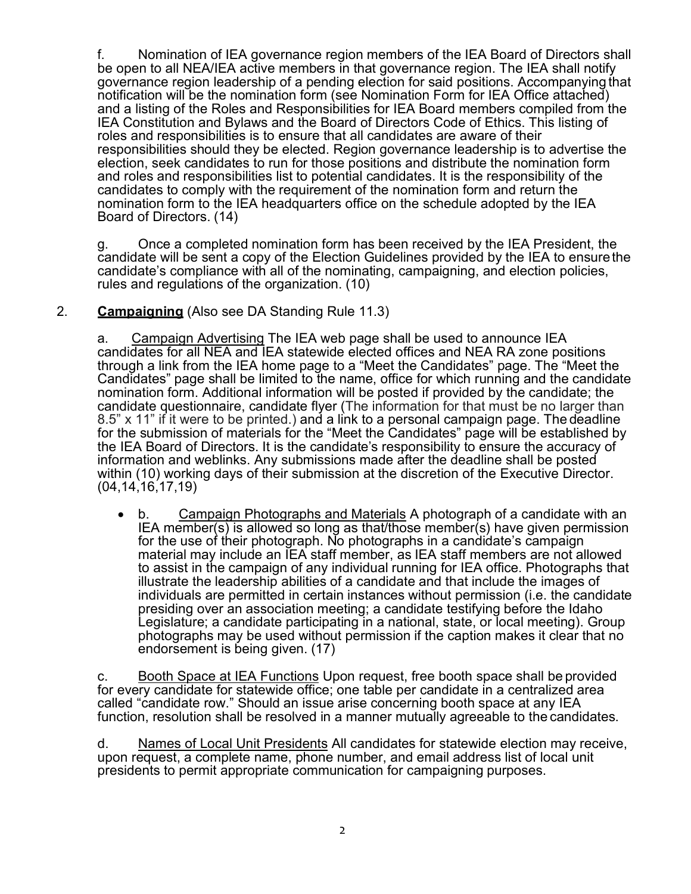f. Nomination of IEA governance region members of the IEA Board of Directors shall be open to all NEA/IEA active members in that governance region. The IEA shall notify governance region leadership of a pending election for said positions. Accompanying that notification will be the nomination form (see Nomination Form for IEA Office attached) and a listing of the Roles and Responsibilities for IEA Board members compiled from the IEA Constitution and Bylaws and the Board of Directors Code of Ethics. This listing of roles and responsibilities is to ensure that all candidates are aware of their responsibilities should they be elected. Region governance leadership is to advertise the election, seek candidates to run for those positions and distribute the nomination form and roles and responsibilities list to potential candidates. It is the responsibility of the candidates to comply with the requirement of the nomination form and return the nomination form to the IEA headquarters office on the schedule adopted by the IEA Board of Directors. (14)

g. Once a completed nomination form has been received by the IEA President, the candidate will be sent a copy of the Election Guidelines provided by the IEA to ensure the candidate's compliance with all of the nominating, campaigning, and election policies, rules and regulations of the organization. (10)

2. **Campaigning** (Also see DA Standing Rule 11.3)

a. Campaign Advertising The IEA web page shall be used to announce IEA candidates for all NEA and IEA statewide elected offices and NEA RA zone positions through a link from the IEA home page to a "Meet the Candidates" page. The "Meet the Candidates" page shall be limited to the name, office for which running and the candidate nomination form. Additional information will be posted if provided by the candidate; the candidate questionnaire, candidate flyer (The information for that must be no larger than 8.5" x 11" if it were to be printed.) and a link to a personal campaign page. The deadline for the submission of materials for the "Meet the Candidates" page will be established by the IEA Board of Directors. It is the candidate's responsibility to ensure the accuracy of information and weblinks. Any submissions made after the deadline shall be posted within (10) working days of their submission at the discretion of the Executive Director. (04,14,16,17,19)

- b. Campaign Photographs and Materials A photograph of a candidate with an IEA member(s) is allowed so long as that/those member(s) have given permission for the use of their photograph. No photographs in a candidate's campaign material may include an IEA staff member, as IEA staff members are not allowed to assist in the campaign of any individual running for IEA office. Photographs that illustrate the leadership abilities of a candidate and that include the images of individuals are permitted in certain instances without permission (i.e. the candidate presiding over an association meeting; a candidate testifying before the Idaho Legislature; a candidate participating in a national, state, or local meeting). Group photographs may be used without permission if the caption makes it clear that no endorsement is being given. (17)

c. Booth Space at IEA Functions Upon request, free booth space shall be provided for every candidate for statewide office; one table per candidate in a centralized area called "candidate row." Should an issue arise concerning booth space at any IEA function, resolution shall be resolved in a manner mutually agreeable to the candidates.

d. Names of Local Unit Presidents All candidates for statewide election may receive, upon request, a complete name, phone number, and email address list of local unit presidents to permit appropriate communication for campaigning purposes.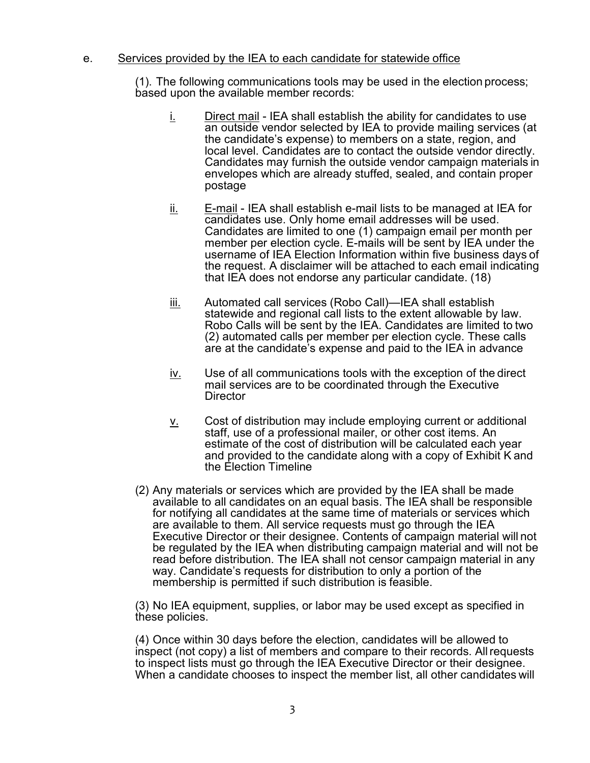e. <u>Services provided by the IEA to each candidate for statewide office</u>

(1). The following communications tools may be used in the election process; based upon the available member records:

<u>i.</u> <u>Direct mail</u> - IEA shall establish the ability for candidates to use an outside vendor selected by IEA to provide mailing services (at the candidate's expense) to members on a state, region, and local level. Candidates are to contact the outside vendor directly. Candidates may furnish the outside vendor campaign materials in envelopes which are already stuffed, sealed, and contain proper postage

<u>ii.</u> <u>E-mail</u> - IEA shall establish e-mail lists to be managed at IEA for candidates use. Only home email addresses will be used. Candidates are limited to one (1) campaign email per month per member per election cycle. E-mails will be sent by IEA under the username of IEA Election Information within five business days of the request. A disclaimer will be attached to each email indicating that IEA does not endorse any particular candidate. (18)

<u>iii.</u> Automated call services (Robo Call)—IEA shall establish statewide and regional call lists to the extent allowable by law. Robo Calls will be sent by the IEA. Candidates are limited to two (2) automated calls per member per election cycle. These calls are at the candidate's expense and paid to the IEA in advance

<u>iv.</u> Use of all communications tools with the exception of the direct mail services are to be coordinated through the Executive Director

<u>v.</u> Cost of distribution may include employing current or additional staff, use of a professional mailer, or other cost items. An estimate of the cost of distribution will be calculated each year and provided to the candidate along with a copy of Exhibit K and the Election Timeline

(2) Any materials or services which are provided by the IEA shall be made available to all candidates on an equal basis. The IEA shall be responsible for notifying all candidates at the same time of materials or services which are available to them. All service requests must go through the IEA Executive Director or their designee. Contents of campaign material will not be regulated by the IEA when distributing campaign material and will not be read before distribution. The IEA shall not censor campaign material in any way. Candidate's requests for distribution to only a portion of the membership is permitted if such distribution is feasible.

(3) No IEA equipment, supplies, or labor may be used except as specified in these policies.

(4) Once within 30 days before the election, candidates will be allowed to inspect (not copy) a list of members and compare to their records. All requests to inspect lists must go through the IEA Executive Director or their designee. When a candidate chooses to inspect the member list, all other candidates will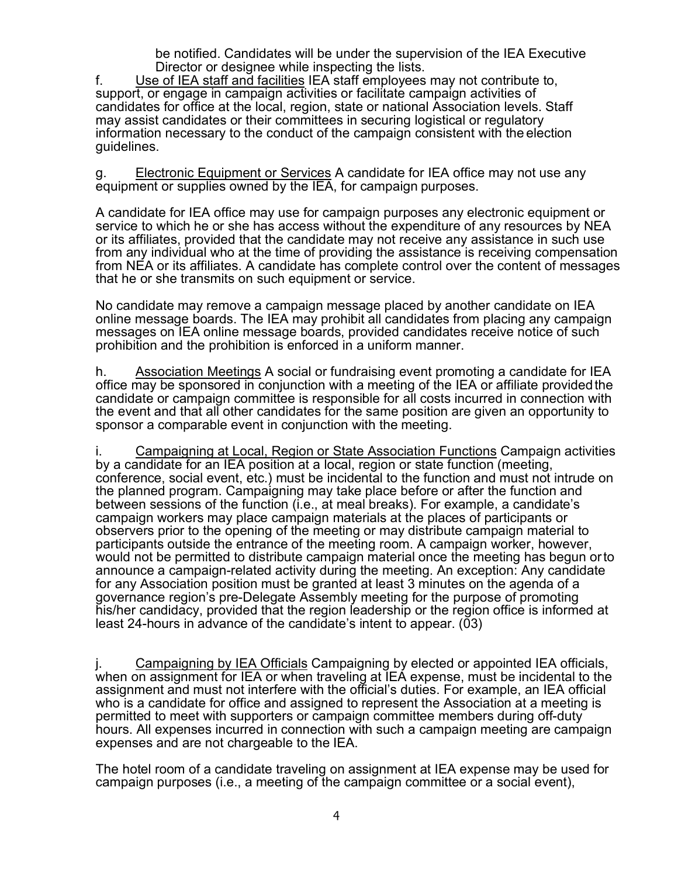be notified. Candidates will be under the supervision of the IEA Executive Director or designee while inspecting the lists.

f. Use of IEA staff and facilities IEA staff employees may not contribute to, support, or engage in campaign activities or facilitate campaign activities of candidates for office at the local, region, state or national Association levels. Staff may assist candidates or their committees in securing logistical or regulatory information necessary to the conduct of the campaign consistent with the election guidelines.

g. Electronic Equipment or Services A candidate for IEA office may not use any equipment or supplies owned by the IEA, for campaign purposes.

A candidate for IEA office may use for campaign purposes any electronic equipment or service to which he or she has access without the expenditure of any resources by NEA or its affiliates, provided that the candidate may not receive any assistance in such use from any individual who at the time of providing the assistance is receiving compensation from NEA or its affiliates. A candidate has complete control over the content of messages that he or she transmits on such equipment or service.

No candidate may remove a campaign message placed by another candidate on IEA online message boards. The IEA may prohibit all candidates from placing any campaign messages on IEA online message boards, provided candidates receive notice of such prohibition and the prohibition is enforced in a uniform manner.

h. Association Meetings A social or fundraising event promoting a candidate for IEA office may be sponsored in conjunction with a meeting of the IEA or affiliate provided the candidate or campaign committee is responsible for all costs incurred in connection with the event and that all other candidates for the same position are given an opportunity to sponsor a comparable event in conjunction with the meeting.

i. Campaigning at Local, Region or State Association Functions Campaign activities by a candidate for an IEA position at a local, region or state function (meeting, conference, social event, etc.) must be incidental to the function and must not intrude on the planned program. Campaigning may take place before or after the function and between sessions of the function (i.e., at meal breaks). For example, a candidate's campaign workers may place campaign materials at the places of participants or observers prior to the opening of the meeting or may distribute campaign material to participants outside the entrance of the meeting room. A campaign worker, however, would not be permitted to distribute campaign material once the meeting has begun or to announce a campaign-related activity during the meeting. An exception: Any candidate for any Association position must be granted at least 3 minutes on the agenda of a governance region's pre-Delegate Assembly meeting for the purpose of promoting his/her candidacy, provided that the region leadership or the region office is informed at least 24-hours in advance of the candidate's intent to appear. (03)

j. Campaigning by IEA Officials Campaigning by elected or appointed IEA officials, when on assignment for IEA or when traveling at IEA expense, must be incidental to the assignment and must not interfere with the official's duties. For example, an IEA official who is a candidate for office and assigned to represent the Association at a meeting is permitted to meet with supporters or campaign committee members during off-duty hours. All expenses incurred in connection with such a campaign meeting are campaign expenses and are not chargeable to the IEA.

The hotel room of a candidate traveling on assignment at IEA expense may be used for campaign purposes (i.e., a meeting of the campaign committee or a social event),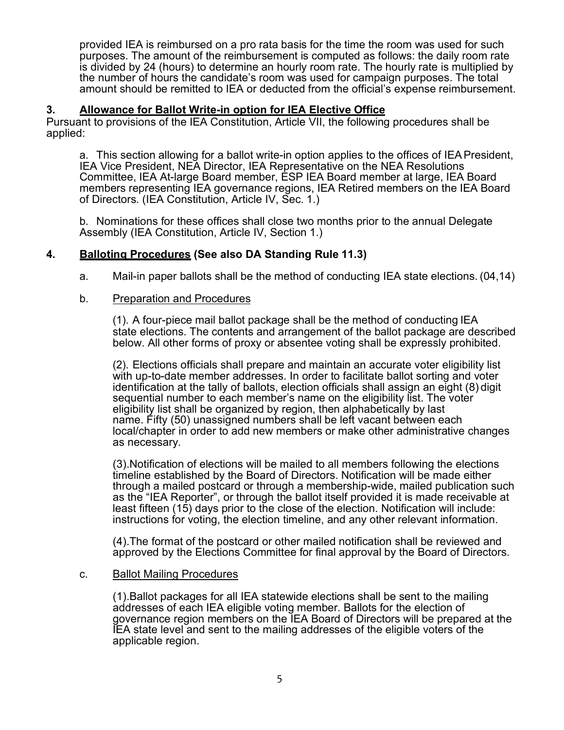provided IEA is reimbursed on a pro rata basis for the time the room was used for such purposes. The amount of the reimbursement is computed as follows: the daily room rate is divided by 24 (hours) to determine an hourly room rate. The hourly rate is multiplied by the number of hours the candidate's room was used for campaign purposes. The total amount should be remitted to IEA or deducted from the official's expense reimbursement.

### 3. <u>Allowance for Ballot Write-in option for IEA Elective Office</u>

Pursuant to provisions of the IEA Constitution, Article VII, the following procedures shall be applied:

a. This section allowing for a ballot write-in option applies to the offices of IEA President, IEA Vice President, NEA Director, IEA Representative on the NEA Resolutions Committee, IEA At-large Board member, ESP IEA Board member at large, IEA Board members representing IEA governance regions, IEA Retired members on the IEA Board of Directors. (IEA Constitution, Article IV, Sec. 1.)

b. Nominations for these offices shall close two months prior to the annual Delegate Assembly (IEA Constitution, Article IV, Section 1.)

### 4. <u>Balloting Procedures</u> (See also DA Standing Rule 11.3)

a. Mail-in paper ballots shall be the method of conducting IEA state elections. (04,14)

b. <u>Preparation and Procedures</u>

(1). A four-piece mail ballot package shall be the method of conducting IEA state elections. The contents and arrangement of the ballot package are described below. All other forms of proxy or absentee voting shall be expressly prohibited.

(2). Elections officials shall prepare and maintain an accurate voter eligibility list with up-to-date member addresses. In order to facilitate ballot sorting and voter identification at the tally of ballots, election officials shall assign an eight (8) digit sequential number to each member's name on the eligibility list. The voter eligibility list shall be organized by region, then alphabetically by last name. Fifty (50) unassigned numbers shall be left vacant between each local/chapter in order to add new members or make other administrative changes as necessary.

(3).Notification of elections will be mailed to all members following the elections timeline established by the Board of Directors. Notification will be made either through a mailed postcard or through a membership-wide, mailed publication such as the "IEA Reporter", or through the ballot itself provided it is made receivable at least fifteen (15) days prior to the close of the election. Notification will include: instructions for voting, the election timeline, and any other relevant information.

(4).The format of the postcard or other mailed notification shall be reviewed and approved by the Elections Committee for final approval by the Board of Directors.

c. <u>Ballot Mailing Procedures</u>

(1).Ballot packages for all IEA statewide elections shall be sent to the mailing addresses of each IEA eligible voting member. Ballots for the election of governance region members on the IEA Board of Directors will be prepared at the IEA state level and sent to the mailing addresses of the eligible voters of the applicable region.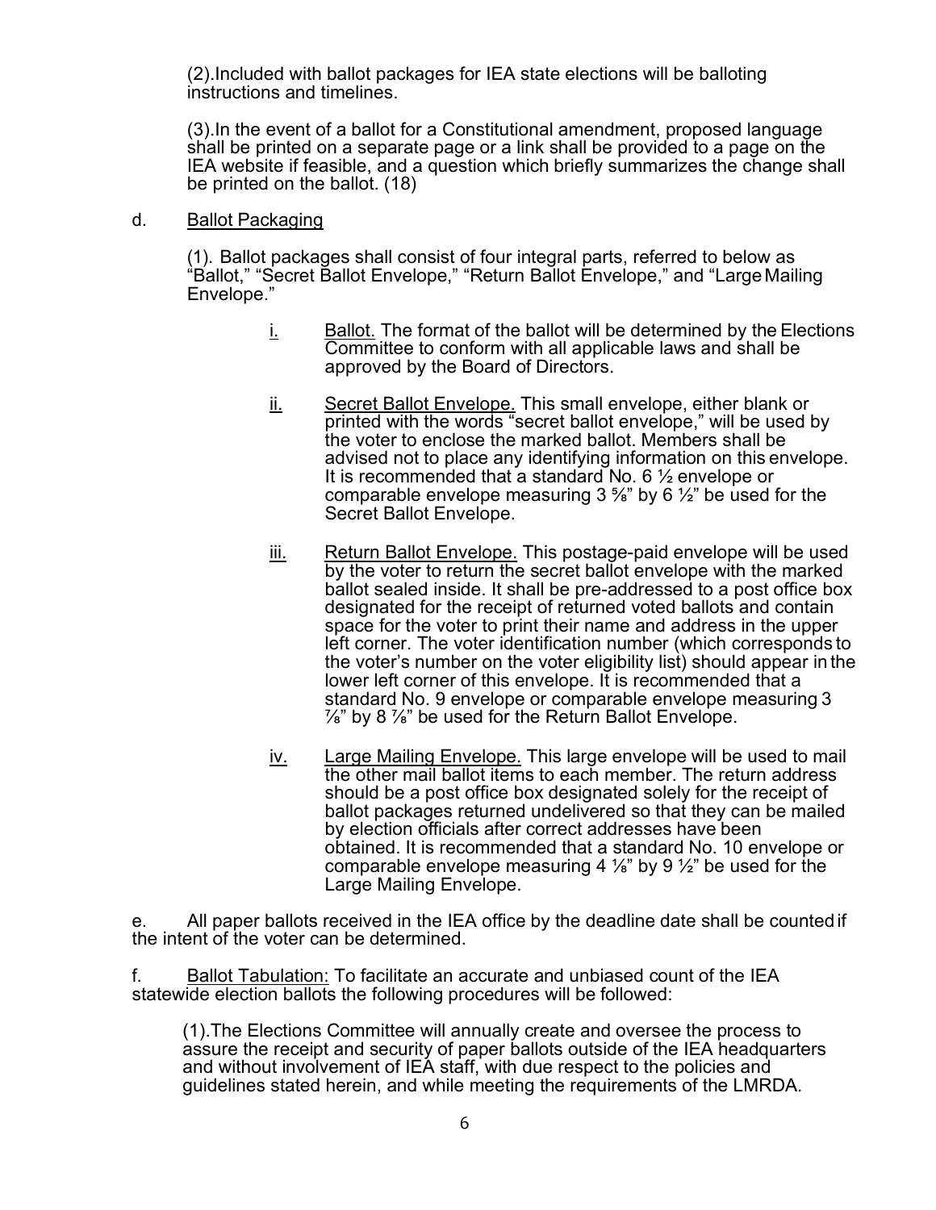(2).Included with ballot packages for IEA state elections will be balloting instructions and timelines.

(3).In the event of a ballot for a Constitutional amendment, proposed language shall be printed on a separate page or a link shall be provided to a page on the IEA website if feasible, and a question which briefly summarizes the change shall be printed on the ballot. (18)

d. <u>Ballot Packaging</u>

(1). Ballot packages shall consist of four integral parts, referred to below as "Ballot," "Secret Ballot Envelope," "Return Ballot Envelope," and "Large Mailing Envelope."

<u>i.</u> <u>Ballot.</u> The format of the ballot will be determined by the Elections Committee to conform with all applicable laws and shall be approved by the Board of Directors.

<u>ii.</u> <u>Secret Ballot Envelope.</u> This small envelope, either blank or printed with the words "secret ballot envelope," will be used by the voter to enclose the marked ballot. Members shall be advised not to place any identifying information on this envelope. It is recommended that a standard No. 6 ½ envelope or comparable envelope measuring 3 ⅝" by 6 ½" be used for the Secret Ballot Envelope.

<u>iii.</u> <u>Return Ballot Envelope.</u> This postage-paid envelope will be used by the voter to return the secret ballot envelope with the marked ballot sealed inside. It shall be pre-addressed to a post office box designated for the receipt of returned voted ballots and contain space for the voter to print their name and address in the upper left corner. The voter identification number (which corresponds to the voter's number on the voter eligibility list) should appear in the lower left corner of this envelope. It is recommended that a standard No. 9 envelope or comparable envelope measuring 3 ⅞" by 8 ⅞" be used for the Return Ballot Envelope.

<u>iv.</u> <u>Large Mailing Envelope.</u> This large envelope will be used to mail the other mail ballot items to each member. The return address should be a post office box designated solely for the receipt of ballot packages returned undelivered so that they can be mailed by election officials after correct addresses have been obtained. It is recommended that a standard No. 10 envelope or comparable envelope measuring 4 ⅛" by 9 ½" be used for the Large Mailing Envelope.

e. All paper ballots received in the IEA office by the deadline date shall be counted if the intent of the voter can be determined.

f. <u>Ballot Tabulation:</u> To facilitate an accurate and unbiased count of the IEA statewide election ballots the following procedures will be followed:

(1).The Elections Committee will annually create and oversee the process to assure the receipt and security of paper ballots outside of the IEA headquarters and without involvement of IEA staff, with due respect to the policies and guidelines stated herein, and while meeting the requirements of the LMRDA.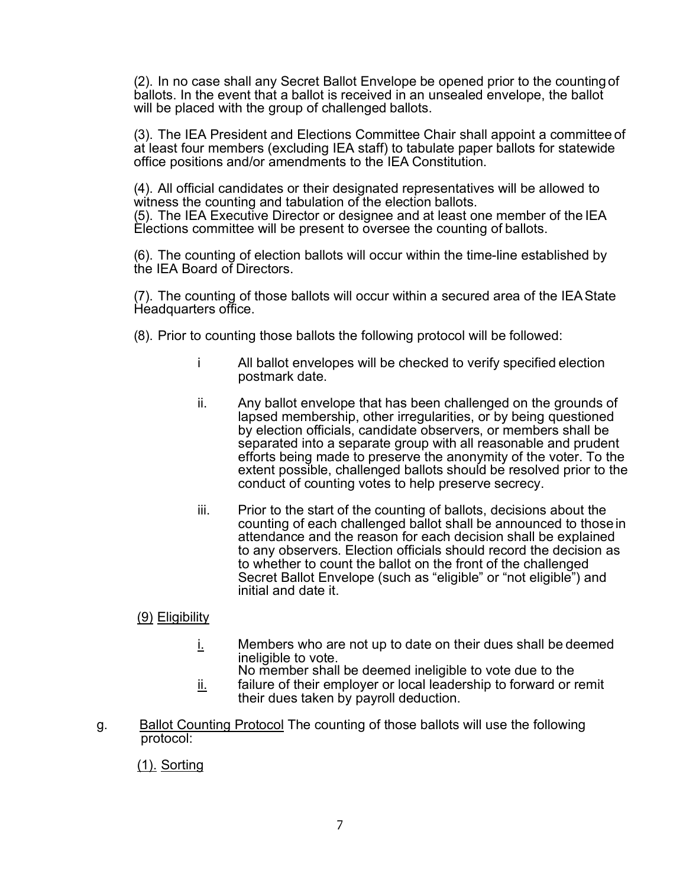(2). In no case shall any Secret Ballot Envelope be opened prior to the counting of ballots. In the event that a ballot is received in an unsealed envelope, the ballot will be placed with the group of challenged ballots.

(3). The IEA President and Elections Committee Chair shall appoint a committee of at least four members (excluding IEA staff) to tabulate paper ballots for statewide office positions and/or amendments to the IEA Constitution.

(4). All official candidates or their designated representatives will be allowed to witness the counting and tabulation of the election ballots.
(5). The IEA Executive Director or designee and at least one member of the IEA Elections committee will be present to oversee the counting of ballots.

(6). The counting of election ballots will occur within the time-line established by the IEA Board of Directors.

(7). The counting of those ballots will occur within a secured area of the IEA State Headquarters office.

(8). Prior to counting those ballots the following protocol will be followed:

- i All ballot envelopes will be checked to verify specified election postmark date.

- ii. Any ballot envelope that has been challenged on the grounds of lapsed membership, other irregularities, or by being questioned by election officials, candidate observers, or members shall be separated into a separate group with all reasonable and prudent efforts being made to preserve the anonymity of the voter. To the extent possible, challenged ballots should be resolved prior to the conduct of counting votes to help preserve secrecy.

- iii. Prior to the start of the counting of ballots, decisions about the counting of each challenged ballot shall be announced to those in attendance and the reason for each decision shall be explained to any observers. Election officials should record the decision as to whether to count the ballot on the front of the challenged Secret Ballot Envelope (such as "eligible" or "not eligible") and initial and date it.

<u>(9) Eligibility</u>

- <u>i.</u> Members who are not up to date on their dues shall be deemed ineligible to vote.
- <u>ii.</u> No member shall be deemed ineligible to vote due to the failure of their employer or local leadership to forward or remit their dues taken by payroll deduction.

g. <u>Ballot Counting Protocol</u> The counting of those ballots will use the following protocol:

<u>(1). Sorting</u>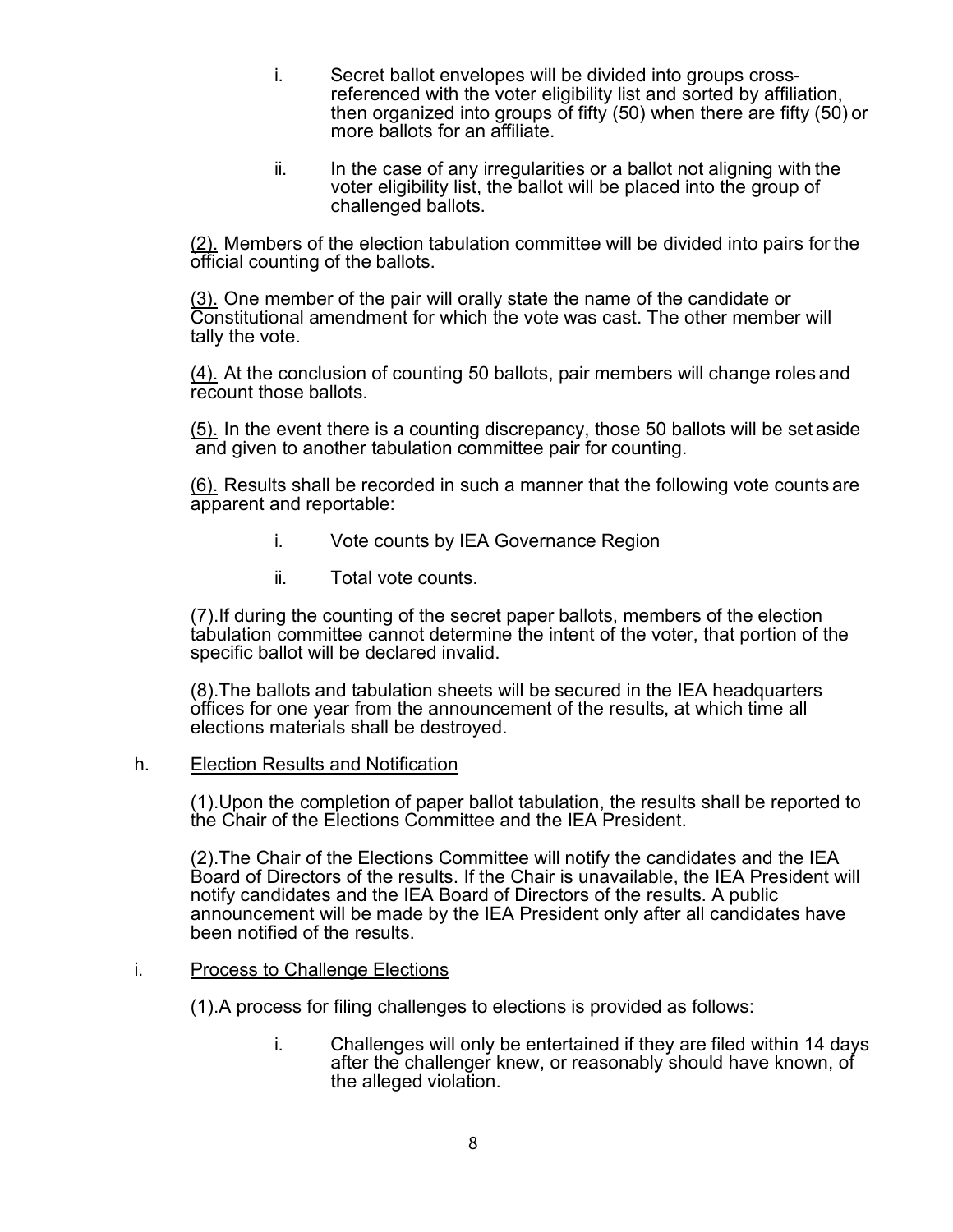i. Secret ballot envelopes will be divided into groups cross-referenced with the voter eligibility list and sorted by affiliation, then organized into groups of fifty (50) when there are fifty (50) or more ballots for an affiliate.

ii. In the case of any irregularities or a ballot not aligning with the voter eligibility list, the ballot will be placed into the group of challenged ballots.

<u>(2).</u> Members of the election tabulation committee will be divided into pairs for the official counting of the ballots.

<u>(3).</u> One member of the pair will orally state the name of the candidate or Constitutional amendment for which the vote was cast. The other member will tally the vote.

<u>(4).</u> At the conclusion of counting 50 ballots, pair members will change roles and recount those ballots.

<u>(5).</u> In the event there is a counting discrepancy, those 50 ballots will be set aside and given to another tabulation committee pair for counting.

<u>(6).</u> Results shall be recorded in such a manner that the following vote counts are apparent and reportable:

i. Vote counts by IEA Governance Region

ii. Total vote counts.

(7). If during the counting of the secret paper ballots, members of the election tabulation committee cannot determine the intent of the voter, that portion of the specific ballot will be declared invalid.

(8). The ballots and tabulation sheets will be secured in the IEA headquarters offices for one year from the announcement of the results, at which time all elections materials shall be destroyed.

h. <u>Election Results and Notification</u>

(1). Upon the completion of paper ballot tabulation, the results shall be reported to the Chair of the Elections Committee and the IEA President.

(2). The Chair of the Elections Committee will notify the candidates and the IEA Board of Directors of the results. If the Chair is unavailable, the IEA President will notify candidates and the IEA Board of Directors of the results. A public announcement will be made by the IEA President only after all candidates have been notified of the results.

i. <u>Process to Challenge Elections</u>

(1). A process for filing challenges to elections is provided as follows:

i. Challenges will only be entertained if they are filed within 14 days after the challenger knew, or reasonably should have known, of the alleged violation.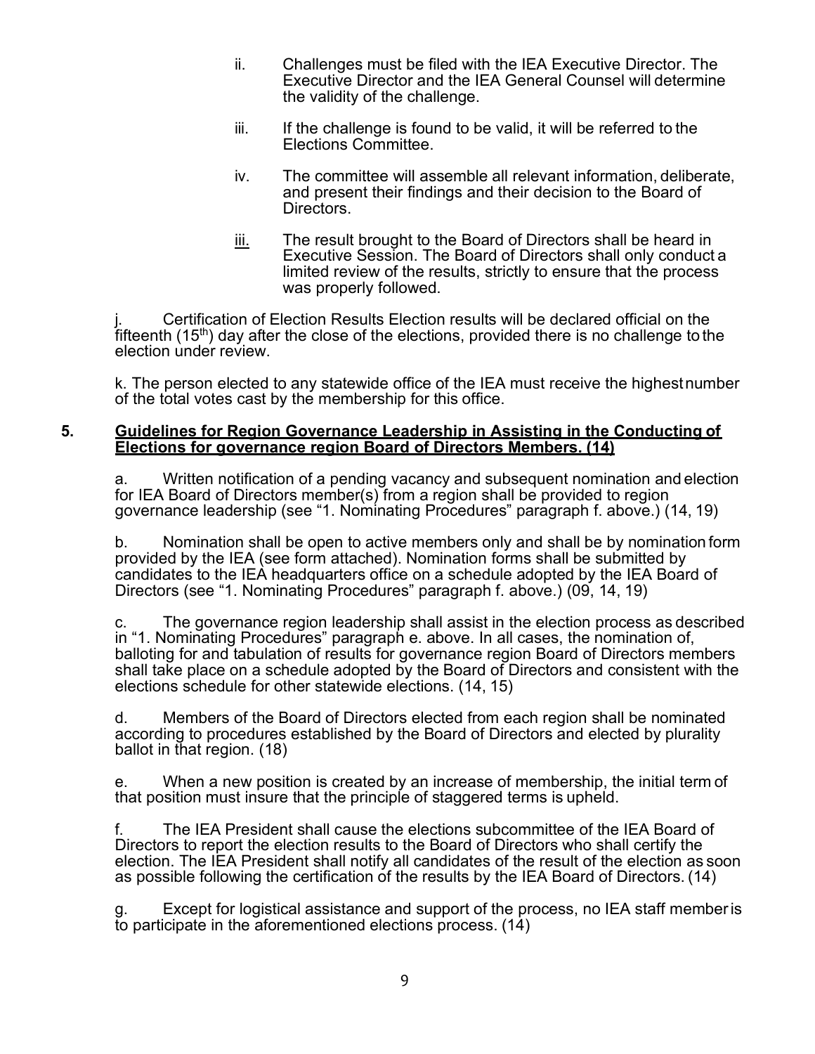ii. Challenges must be filed with the IEA Executive Director. The Executive Director and the IEA General Counsel will determine the validity of the challenge.

iii. If the challenge is found to be valid, it will be referred to the Elections Committee.

iv. The committee will assemble all relevant information, deliberate, and present their findings and their decision to the Board of Directors.

iii. The result brought to the Board of Directors shall be heard in Executive Session. The Board of Directors shall only conduct a limited review of the results, strictly to ensure that the process was properly followed.

j. Certification of Election Results Election results will be declared official on the fifteenth (15th) day after the close of the elections, provided there is no challenge to the election under review.

k. The person elected to any statewide office of the IEA must receive the highest number of the total votes cast by the membership for this office.

**5. Guidelines for Region Governance Leadership in Assisting in the Conducting of Elections for governance region Board of Directors Members. (14)**

a. Written notification of a pending vacancy and subsequent nomination and election for IEA Board of Directors member(s) from a region shall be provided to region governance leadership (see "1. Nominating Procedures" paragraph f. above.) (14, 19)

b. Nomination shall be open to active members only and shall be by nomination form provided by the IEA (see form attached). Nomination forms shall be submitted by candidates to the IEA headquarters office on a schedule adopted by the IEA Board of Directors (see "1. Nominating Procedures" paragraph f. above.) (09, 14, 19)

c. The governance region leadership shall assist in the election process as described in "1. Nominating Procedures" paragraph e. above. In all cases, the nomination of, balloting for and tabulation of results for governance region Board of Directors members shall take place on a schedule adopted by the Board of Directors and consistent with the elections schedule for other statewide elections. (14, 15)

d. Members of the Board of Directors elected from each region shall be nominated according to procedures established by the Board of Directors and elected by plurality ballot in that region. (18)

e. When a new position is created by an increase of membership, the initial term of that position must insure that the principle of staggered terms is upheld.

f. The IEA President shall cause the elections subcommittee of the IEA Board of Directors to report the election results to the Board of Directors who shall certify the election. The IEA President shall notify all candidates of the result of the election as soon as possible following the certification of the results by the IEA Board of Directors. (14)

g. Except for logistical assistance and support of the process, no IEA staff member is to participate in the aforementioned elections process. (14)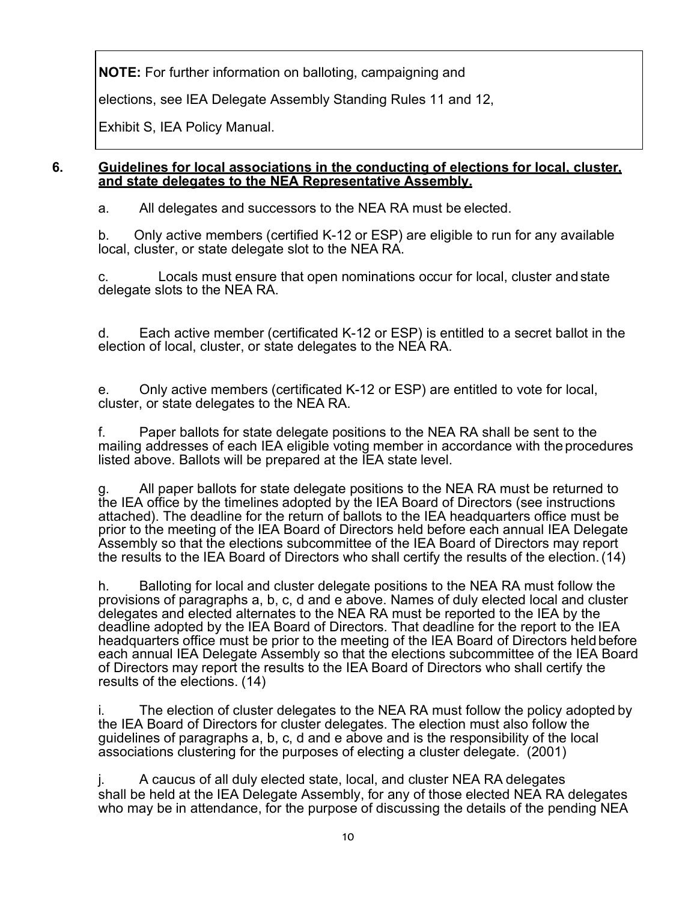> **NOTE:** For further information on balloting, campaigning and elections, see IEA Delegate Assembly Standing Rules 11 and 12, Exhibit S, IEA Policy Manual.

**6. <u>Guidelines for local associations in the conducting of elections for local, cluster, and state delegates to the NEA Representative Assembly.</u>**

a. All delegates and successors to the NEA RA must be elected.

b. Only active members (certified K-12 or ESP) are eligible to run for any available local, cluster, or state delegate slot to the NEA RA.

c. Locals must ensure that open nominations occur for local, cluster and state delegate slots to the NEA RA.

d. Each active member (certificated K-12 or ESP) is entitled to a secret ballot in the election of local, cluster, or state delegates to the NEA RA.

e. Only active members (certificated K-12 or ESP) are entitled to vote for local, cluster, or state delegates to the NEA RA.

f. Paper ballots for state delegate positions to the NEA RA shall be sent to the mailing addresses of each IEA eligible voting member in accordance with the procedures listed above. Ballots will be prepared at the IEA state level.

g. All paper ballots for state delegate positions to the NEA RA must be returned to the IEA office by the timelines adopted by the IEA Board of Directors (see instructions attached). The deadline for the return of ballots to the IEA headquarters office must be prior to the meeting of the IEA Board of Directors held before each annual IEA Delegate Assembly so that the elections subcommittee of the IEA Board of Directors may report the results to the IEA Board of Directors who shall certify the results of the election. (14)

h. Balloting for local and cluster delegate positions to the NEA RA must follow the provisions of paragraphs a, b, c, d and e above. Names of duly elected local and cluster delegates and elected alternates to the NEA RA must be reported to the IEA by the deadline adopted by the IEA Board of Directors. That deadline for the report to the IEA headquarters office must be prior to the meeting of the IEA Board of Directors held before each annual IEA Delegate Assembly so that the elections subcommittee of the IEA Board of Directors may report the results to the IEA Board of Directors who shall certify the results of the elections. (14)

i. The election of cluster delegates to the NEA RA must follow the policy adopted by the IEA Board of Directors for cluster delegates. The election must also follow the guidelines of paragraphs a, b, c, d and e above and is the responsibility of the local associations clustering for the purposes of electing a cluster delegate. (2001)

j. A caucus of all duly elected state, local, and cluster NEA RA delegates shall be held at the IEA Delegate Assembly, for any of those elected NEA RA delegates who may be in attendance, for the purpose of discussing the details of the pending NEA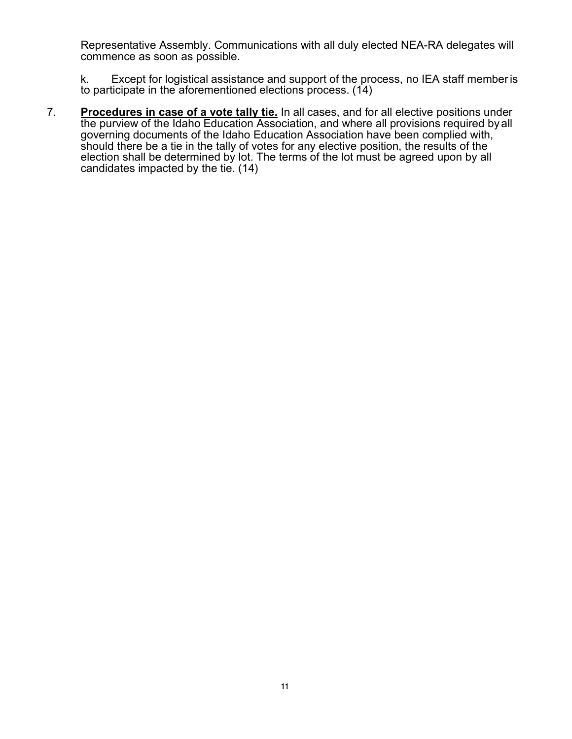Representative Assembly. Communications with all duly elected NEA-RA delegates will commence as soon as possible.

k. Except for logistical assistance and support of the process, no IEA staff member is to participate in the aforementioned elections process. (14)

7. **Procedures in case of a vote tally tie.** In all cases, and for all elective positions under the purview of the Idaho Education Association, and where all provisions required by all governing documents of the Idaho Education Association have been complied with, should there be a tie in the tally of votes for any elective position, the results of the election shall be determined by lot. The terms of the lot must be agreed upon by all candidates impacted by the tie. (14)